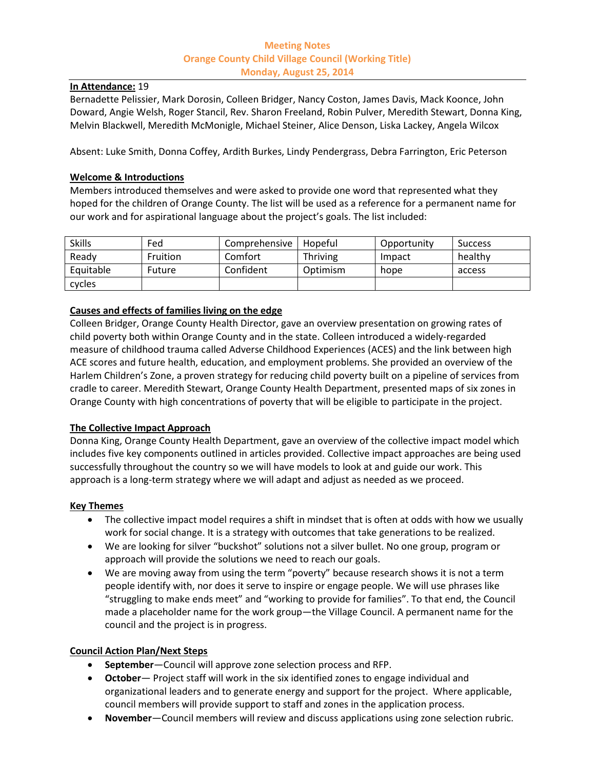# Meeting Notes
## Orange County Child Village Council (Working Title)
### Monday, August 25, 2014

**In Attendance:** 19
Bernadette Pelissier, Mark Dorosin, Colleen Bridger, Nancy Coston, James Davis, Mack Koonce, John Doward, Angie Welsh, Roger Stancil, Rev. Sharon Freeland, Robin Pulver, Meredith Stewart, Donna King, Melvin Blackwell, Meredith McMonigle, Michael Steiner, Alice Denson, Liska Lackey, Angela Wilcox

Absent: Luke Smith, Donna Coffey, Ardith Burkes, Lindy Pendergrass, Debra Farrington, Eric Peterson

**Welcome & Introductions**

Members introduced themselves and were asked to provide one word that represented what they hoped for the children of Orange County. The list will be used as a reference for a permanent name for our work and for aspirational language about the project's goals. The list included:

| Skills | Fed | Comprehensive | Hopeful | Opportunity | Success |
|---|---|---|---|---|---|
| Ready | Fruition | Comfort | Thriving | Impact | healthy |
| Equitable | Future | Confident | Optimism | hope | access |
| cycles | | | | | |

**Causes and effects of families living on the edge**

Colleen Bridger, Orange County Health Director, gave an overview presentation on growing rates of child poverty both within Orange County and in the state. Colleen introduced a widely-regarded measure of childhood trauma called Adverse Childhood Experiences (ACES) and the link between high ACE scores and future health, education, and employment problems. She provided an overview of the Harlem Children's Zone, a proven strategy for reducing child poverty built on a pipeline of services from cradle to career. Meredith Stewart, Orange County Health Department, presented maps of six zones in Orange County with high concentrations of poverty that will be eligible to participate in the project.

**The Collective Impact Approach**

Donna King, Orange County Health Department, gave an overview of the collective impact model which includes five key components outlined in articles provided. Collective impact approaches are being used successfully throughout the country so we will have models to look at and guide our work. This approach is a long-term strategy where we will adapt and adjust as needed as we proceed.

**Key Themes**

- The collective impact model requires a shift in mindset that is often at odds with how we usually work for social change. It is a strategy with outcomes that take generations to be realized.
- We are looking for silver "buckshot" solutions not a silver bullet. No one group, program or approach will provide the solutions we need to reach our goals.
- We are moving away from using the term "poverty" because research shows it is not a term people identify with, nor does it serve to inspire or engage people. We will use phrases like "struggling to make ends meet" and "working to provide for families". To that end, the Council made a placeholder name for the work group—the Village Council. A permanent name for the council and the project is in progress.

**Council Action Plan/Next Steps**

- **September**—Council will approve zone selection process and RFP.
- **October**— Project staff will work in the six identified zones to engage individual and organizational leaders and to generate energy and support for the project. Where applicable, council members will provide support to staff and zones in the application process.
- **November**—Council members will review and discuss applications using zone selection rubric.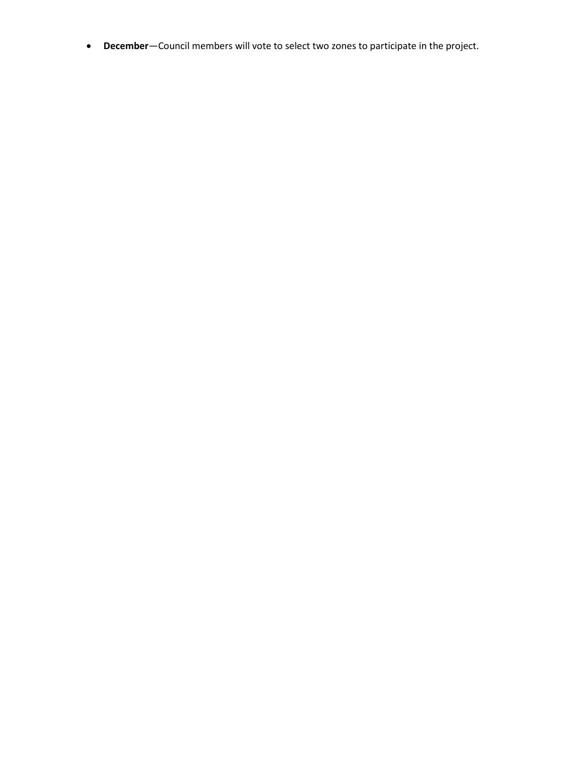- **December**—Council members will vote to select two zones to participate in the project.